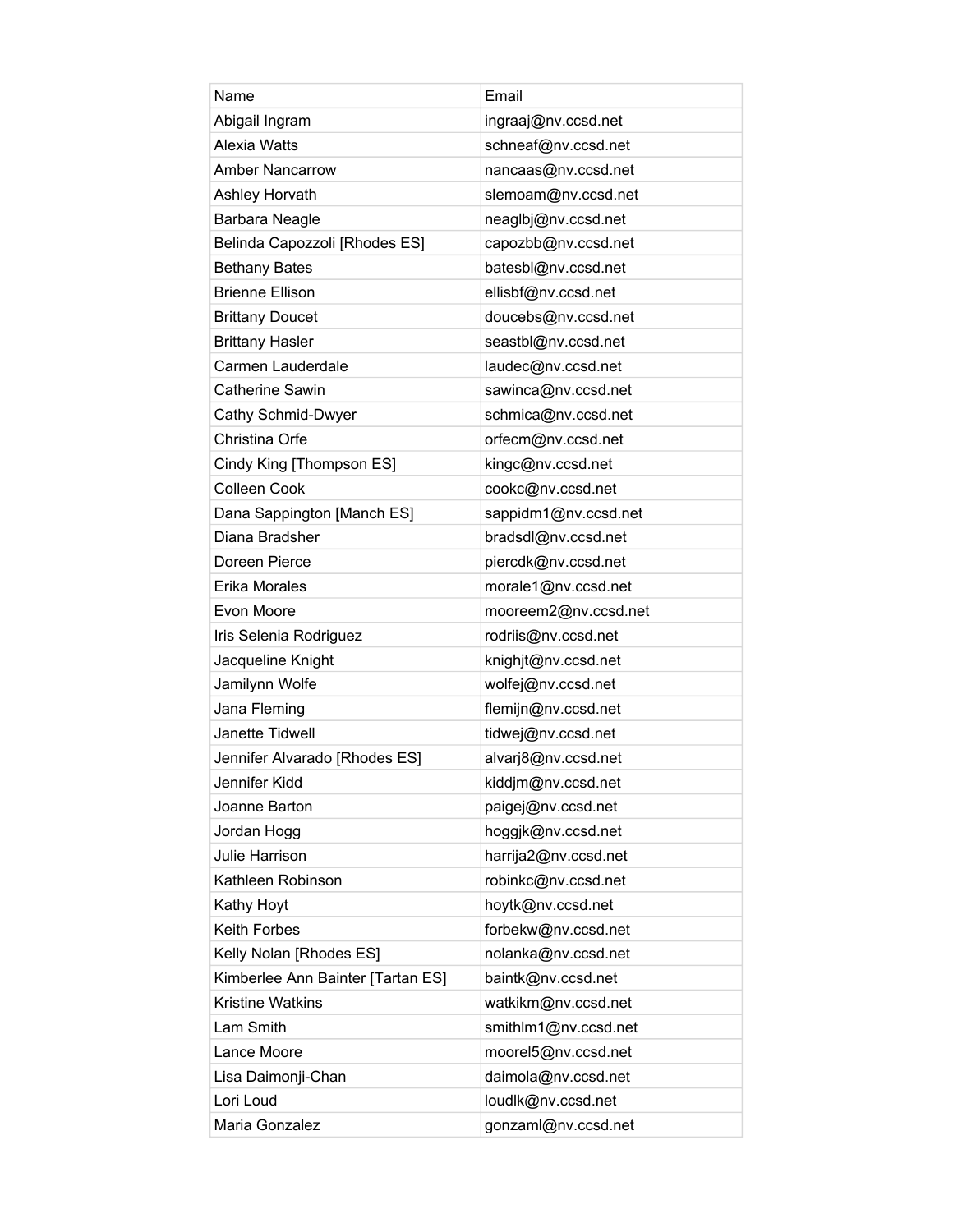| Name | Email |
| --- | --- |
| Abigail Ingram | ingraaj@nv.ccsd.net |
| Alexia Watts | schneaf@nv.ccsd.net |
| Amber Nancarrow | nancaas@nv.ccsd.net |
| Ashley Horvath | slemoam@nv.ccsd.net |
| Barbara Neagle | neaglbj@nv.ccsd.net |
| Belinda Capozzoli [Rhodes ES] | capozbb@nv.ccsd.net |
| Bethany Bates | batesbl@nv.ccsd.net |
| Brienne Ellison | ellisbf@nv.ccsd.net |
| Brittany Doucet | doucebs@nv.ccsd.net |
| Brittany Hasler | seastbl@nv.ccsd.net |
| Carmen Lauderdale | laudec@nv.ccsd.net |
| Catherine Sawin | sawinca@nv.ccsd.net |
| Cathy Schmid-Dwyer | schmica@nv.ccsd.net |
| Christina Orfe | orfecm@nv.ccsd.net |
| Cindy King [Thompson ES] | kingc@nv.ccsd.net |
| Colleen Cook | cookc@nv.ccsd.net |
| Dana Sappington [Manch ES] | sappidm1@nv.ccsd.net |
| Diana Bradsher | bradsdl@nv.ccsd.net |
| Doreen Pierce | piercdk@nv.ccsd.net |
| Erika Morales | morale1@nv.ccsd.net |
| Evon Moore | mooreem2@nv.ccsd.net |
| Iris Selenia Rodriguez | rodriis@nv.ccsd.net |
| Jacqueline Knight | knighjt@nv.ccsd.net |
| Jamilynn Wolfe | wolfej@nv.ccsd.net |
| Jana Fleming | flemijn@nv.ccsd.net |
| Janette Tidwell | tidwej@nv.ccsd.net |
| Jennifer Alvarado [Rhodes ES] | alvarj8@nv.ccsd.net |
| Jennifer Kidd | kiddjm@nv.ccsd.net |
| Joanne Barton | paigej@nv.ccsd.net |
| Jordan Hogg | hoggjk@nv.ccsd.net |
| Julie Harrison | harrija2@nv.ccsd.net |
| Kathleen Robinson | robinkc@nv.ccsd.net |
| Kathy Hoyt | hoytk@nv.ccsd.net |
| Keith Forbes | forbekw@nv.ccsd.net |
| Kelly Nolan [Rhodes ES] | nolanka@nv.ccsd.net |
| Kimberlee Ann Bainter [Tartan ES] | baintk@nv.ccsd.net |
| Kristine Watkins | watkikm@nv.ccsd.net |
| Lam Smith | smithlm1@nv.ccsd.net |
| Lance Moore | moorel5@nv.ccsd.net |
| Lisa Daimonji-Chan | daimola@nv.ccsd.net |
| Lori Loud | loudlk@nv.ccsd.net |
| Maria Gonzalez | gonzaml@nv.ccsd.net |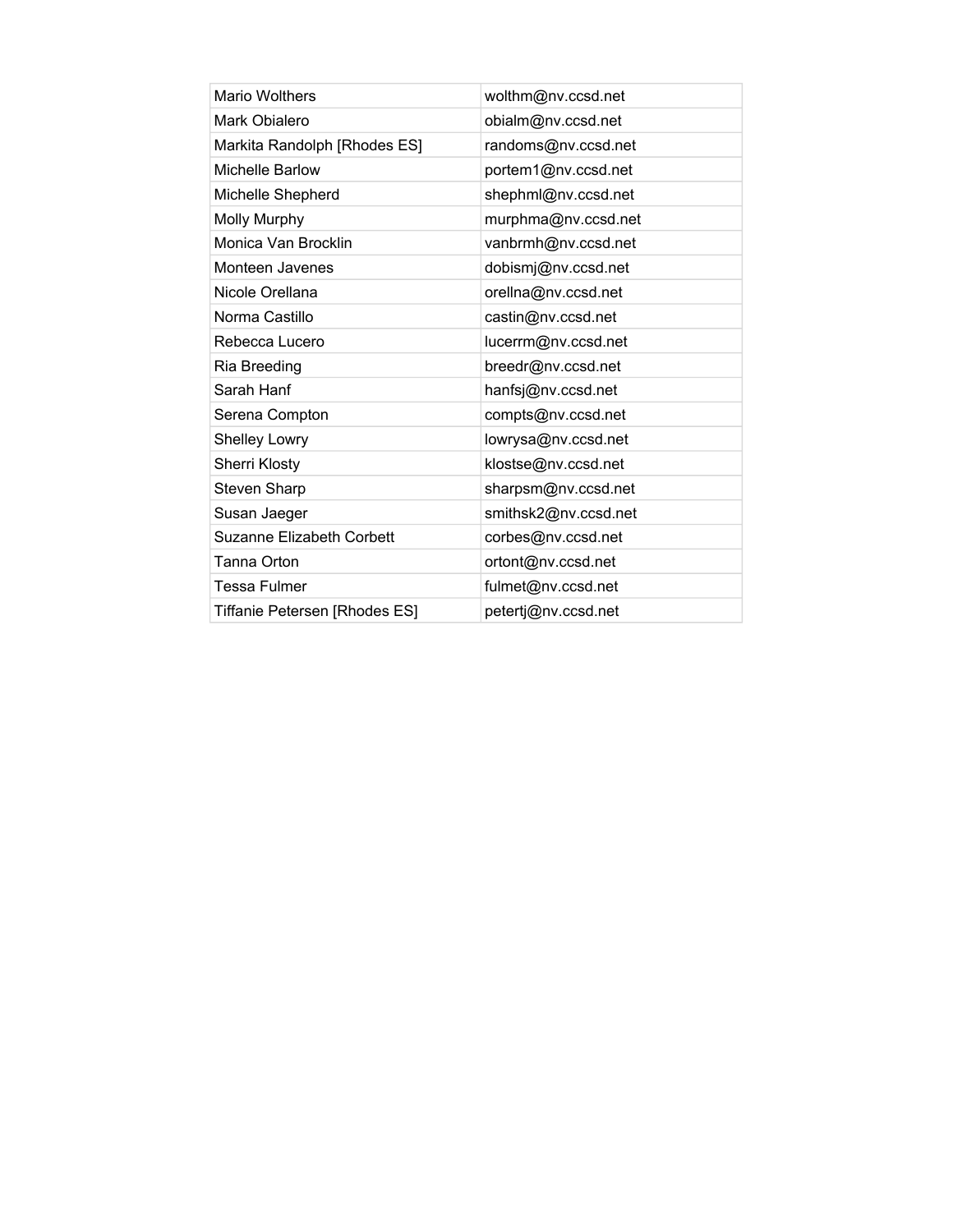| | |
|---|---|
| Mario Wolthers | wolthm@nv.ccsd.net |
| Mark Obialero | obialm@nv.ccsd.net |
| Markita Randolph [Rhodes ES] | randoms@nv.ccsd.net |
| Michelle Barlow | portem1@nv.ccsd.net |
| Michelle Shepherd | shephml@nv.ccsd.net |
| Molly Murphy | murphma@nv.ccsd.net |
| Monica Van Brocklin | vanbrmh@nv.ccsd.net |
| Monteen Javenes | dobismj@nv.ccsd.net |
| Nicole Orellana | orellna@nv.ccsd.net |
| Norma Castillo | castin@nv.ccsd.net |
| Rebecca Lucero | lucerrm@nv.ccsd.net |
| Ria Breeding | breedr@nv.ccsd.net |
| Sarah Hanf | hanfsj@nv.ccsd.net |
| Serena Compton | compts@nv.ccsd.net |
| Shelley Lowry | lowrysa@nv.ccsd.net |
| Sherri Klosty | klostse@nv.ccsd.net |
| Steven Sharp | sharpsm@nv.ccsd.net |
| Susan Jaeger | smithsk2@nv.ccsd.net |
| Suzanne Elizabeth Corbett | corbes@nv.ccsd.net |
| Tanna Orton | ortont@nv.ccsd.net |
| Tessa Fulmer | fulmet@nv.ccsd.net |
| Tiffanie Petersen [Rhodes ES] | petertj@nv.ccsd.net |